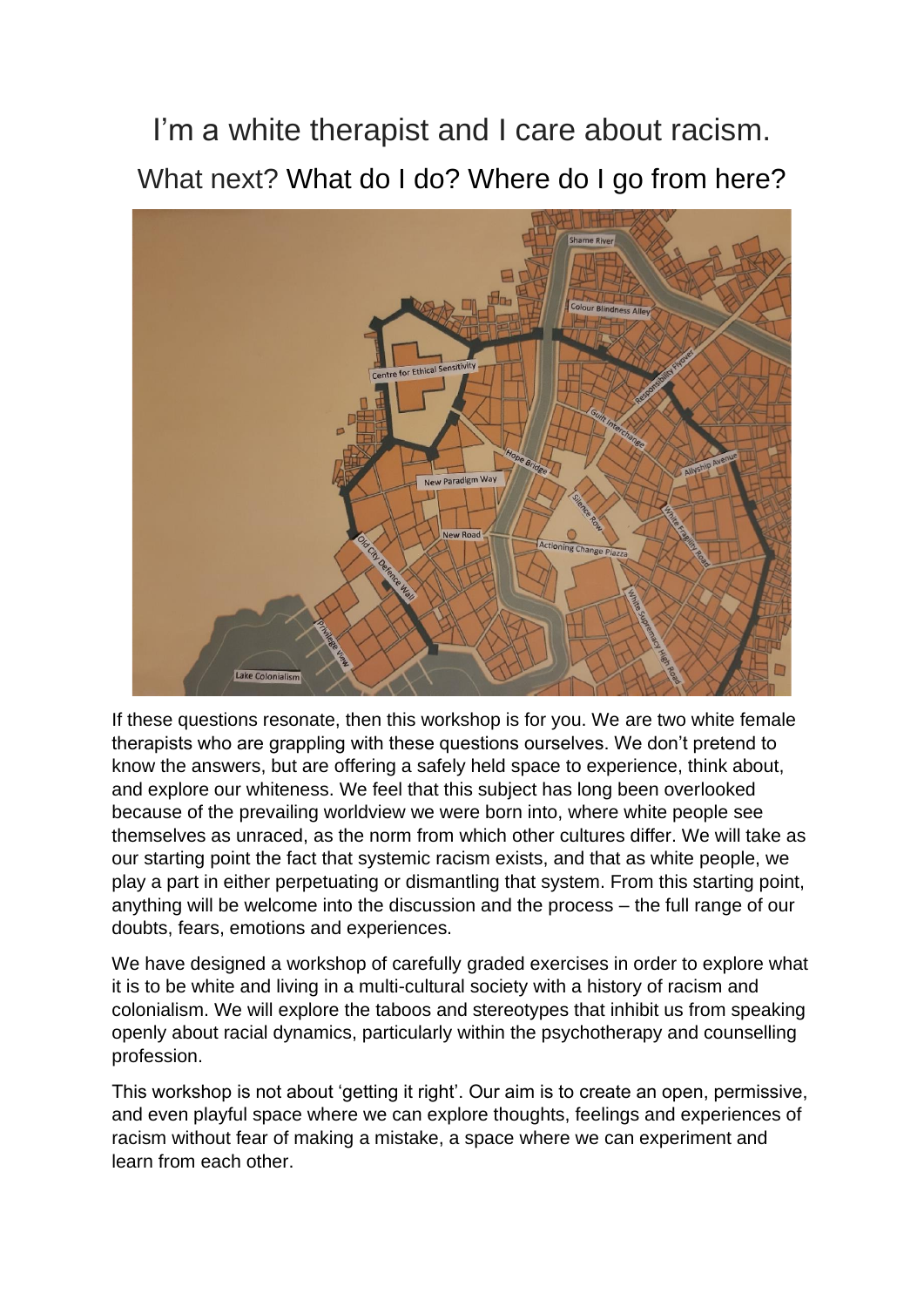# I'm a white therapist and I care about racism.

## What next? What do I do? Where do I go from here?

If these questions resonate, then this workshop is for you. We are two white female therapists who are grappling with these questions ourselves. We don't pretend to know the answers, but are offering a safely held space to experience, think about, and explore our whiteness. We feel that this subject has long been overlooked because of the prevailing worldview we were born into, where white people see themselves as unraced, as the norm from which other cultures differ. We will take as our starting point the fact that systemic racism exists, and that as white people, we play a part in either perpetuating or dismantling that system. From this starting point, anything will be welcome into the discussion and the process – the full range of our doubts, fears, emotions and experiences.

We have designed a workshop of carefully graded exercises in order to explore what it is to be white and living in a multi-cultural society with a history of racism and colonialism. We will explore the taboos and stereotypes that inhibit us from speaking openly about racial dynamics, particularly within the psychotherapy and counselling profession.

This workshop is not about 'getting it right'. Our aim is to create an open, permissive, and even playful space where we can explore thoughts, feelings and experiences of racism without fear of making a mistake, a space where we can experiment and learn from each other.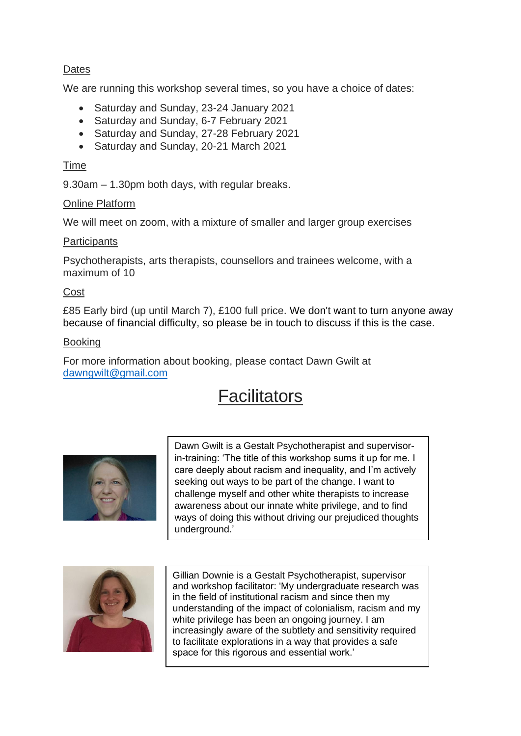Dates

We are running this workshop several times, so you have a choice of dates:

- Saturday and Sunday, 23-24 January 2021
- Saturday and Sunday, 6-7 February 2021
- Saturday and Sunday, 27-28 February 2021
- Saturday and Sunday, 20-21 March 2021

Time

9.30am – 1.30pm both days, with regular breaks.

Online Platform

We will meet on zoom, with a mixture of smaller and larger group exercises

Participants

Psychotherapists, arts therapists, counsellors and trainees welcome, with a maximum of 10

Cost

£85 Early bird (up until March 7), £100 full price. We don't want to turn anyone away because of financial difficulty, so please be in touch to discuss if this is the case.

Booking

For more information about booking, please contact Dawn Gwilt at dawngwilt@gmail.com

# Facilitators

Dawn Gwilt is a Gestalt Psychotherapist and supervisor-in-training: 'The title of this workshop sums it up for me. I care deeply about racism and inequality, and I'm actively seeking out ways to be part of the change. I want to challenge myself and other white therapists to increase awareness about our innate white privilege, and to find ways of doing this without driving our prejudiced thoughts underground.'

Gillian Downie is a Gestalt Psychotherapist, supervisor and workshop facilitator: 'My undergraduate research was in the field of institutional racism and since then my understanding of the impact of colonialism, racism and my white privilege has been an ongoing journey. I am increasingly aware of the subtlety and sensitivity required to facilitate explorations in a way that provides a safe space for this rigorous and essential work.'